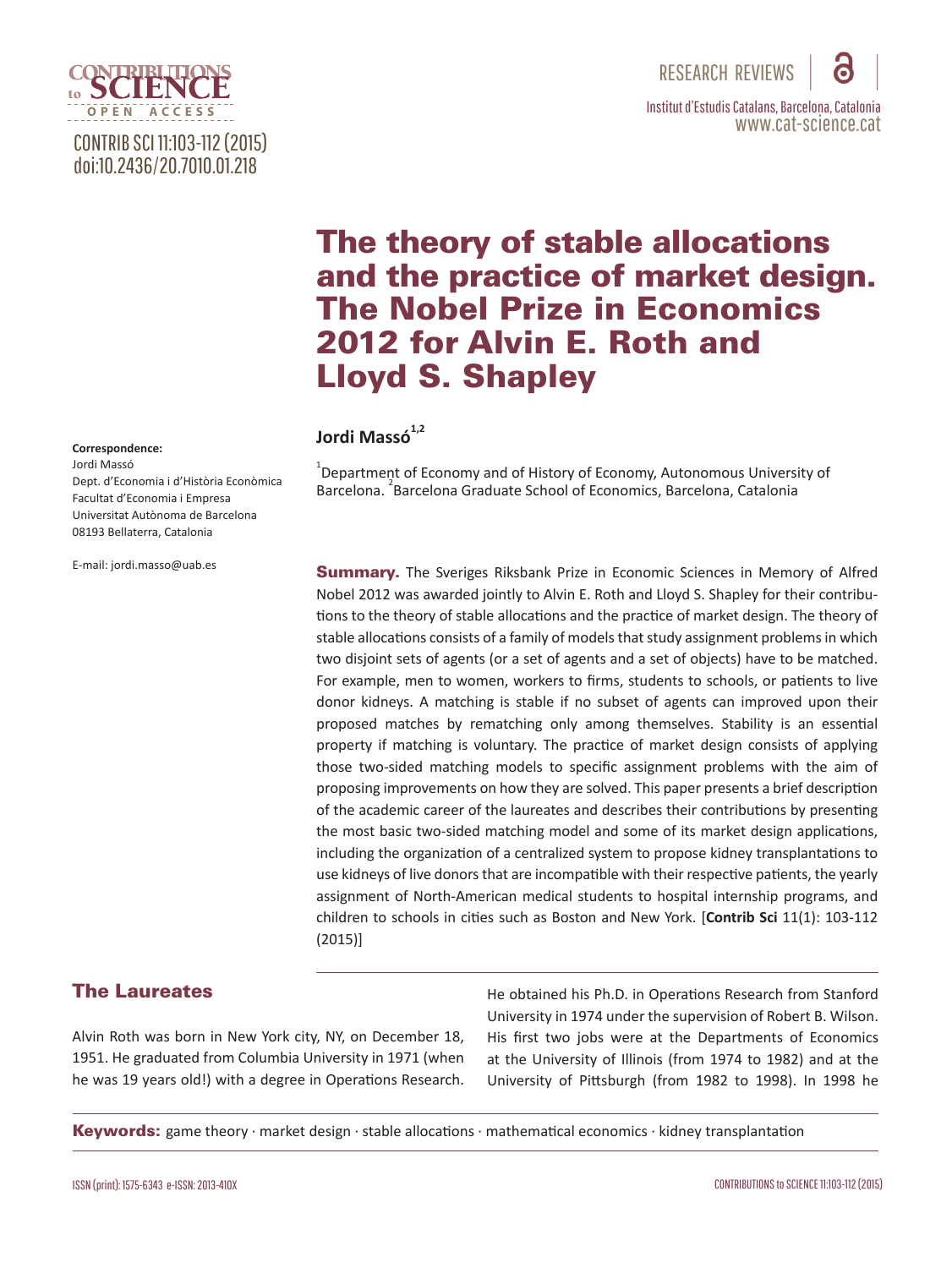# The theory of stable allocations and the practice of market design. The Nobel Prize in Economics 2012 for Alvin E. Roth and Lloyd S. Shapley

**Jordi Massó**[1,2]

[1]Department of Economy and of History of Economy, Autonomous University of Barcelona. [2]Barcelona Graduate School of Economics, Barcelona, Catalonia

**Correspondence:**
Jordi Massó
Dept. d'Economia i d'Història Econòmica
Facultat d'Economia i Empresa
Universitat Autònoma de Barcelona
08193 Bellaterra, Catalonia

E-mail: jordi.masso@uab.es

**Summary.** The Sveriges Riksbank Prize in Economic Sciences in Memory of Alfred Nobel 2012 was awarded jointly to Alvin E. Roth and Lloyd S. Shapley for their contributions to the theory of stable allocations and the practice of market design. The theory of stable allocations consists of a family of models that study assignment problems in which two disjoint sets of agents (or a set of agents and a set of objects) have to be matched. For example, men to women, workers to firms, students to schools, or patients to live donor kidneys. A matching is stable if no subset of agents can improved upon their proposed matches by rematching only among themselves. Stability is an essential property if matching is voluntary. The practice of market design consists of applying those two-sided matching models to specific assignment problems with the aim of proposing improvements on how they are solved. This paper presents a brief description of the academic career of the laureates and describes their contributions by presenting the most basic two-sided matching model and some of its market design applications, including the organization of a centralized system to propose kidney transplantations to use kidneys of live donors that are incompatible with their respective patients, the yearly assignment of North-American medical students to hospital internship programs, and children to schools in cities such as Boston and New York. [**Contrib Sci** 11(1): 103-112 (2015)]

## The Laureates

Alvin Roth was born in New York city, NY, on December 18, 1951. He graduated from Columbia University in 1971 (when he was 19 years old!) with a degree in Operations Research. He obtained his Ph.D. in Operations Research from Stanford University in 1974 under the supervision of Robert B. Wilson. His first two jobs were at the Departments of Economics at the University of Illinois (from 1974 to 1982) and at the University of Pittsburgh (from 1982 to 1998). In 1998 he

**Keywords:** game theory · market design · stable allocations · mathematical economics · kidney transplantation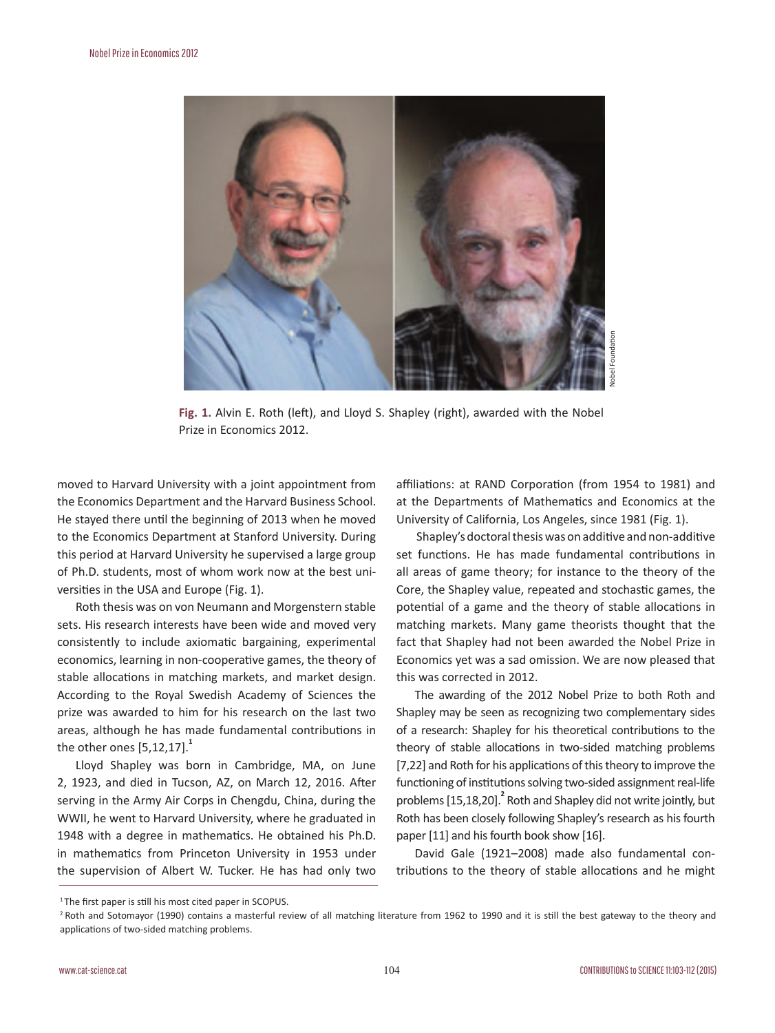Fig. 1. Alvin E. Roth (left), and Lloyd S. Shapley (right), awarded with the Nobel Prize in Economics 2012.

moved to Harvard University with a joint appointment from the Economics Department and the Harvard Business School. He stayed there until the beginning of 2013 when he moved to the Economics Department at Stanford University. During this period at Harvard University he supervised a large group of Ph.D. students, most of whom work now at the best universities in the USA and Europe (Fig. 1).

Roth thesis was on von Neumann and Morgenstern stable sets. His research interests have been wide and moved very consistently to include axiomatic bargaining, experimental economics, learning in non-cooperative games, the theory of stable allocations in matching markets, and market design. According to the Royal Swedish Academy of Sciences the prize was awarded to him for his research on the last two areas, although he has made fundamental contributions in the other ones [5,12,17].[1]

Lloyd Shapley was born in Cambridge, MA, on June 2, 1923, and died in Tucson, AZ, on March 12, 2016. After serving in the Army Air Corps in Chengdu, China, during the WWII, he went to Harvard University, where he graduated in 1948 with a degree in mathematics. He obtained his Ph.D. in mathematics from Princeton University in 1953 under the supervision of Albert W. Tucker. He has had only two affiliations: at RAND Corporation (from 1954 to 1981) and at the Departments of Mathematics and Economics at the University of California, Los Angeles, since 1981 (Fig. 1).

Shapley's doctoral thesis was on additive and non-additive set functions. He has made fundamental contributions in all areas of game theory; for instance to the theory of the Core, the Shapley value, repeated and stochastic games, the potential of a game and the theory of stable allocations in matching markets. Many game theorists thought that the fact that Shapley had not been awarded the Nobel Prize in Economics yet was a sad omission. We are now pleased that this was corrected in 2012.

The awarding of the 2012 Nobel Prize to both Roth and Shapley may be seen as recognizing two complementary sides of a research: Shapley for his theoretical contributions to the theory of stable allocations in two-sided matching problems [7,22] and Roth for his applications of this theory to improve the functioning of institutions solving two-sided assignment real-life problems [15,18,20].[2] Roth and Shapley did not write jointly, but Roth has been closely following Shapley's research as his fourth paper [11] and his fourth book show [16].

David Gale (1921–2008) made also fundamental contributions to the theory of stable allocations and he might

[1] The first paper is still his most cited paper in SCOPUS.

[2] Roth and Sotomayor (1990) contains a masterful review of all matching literature from 1962 to 1990 and it is still the best gateway to the theory and applications of two-sided matching problems.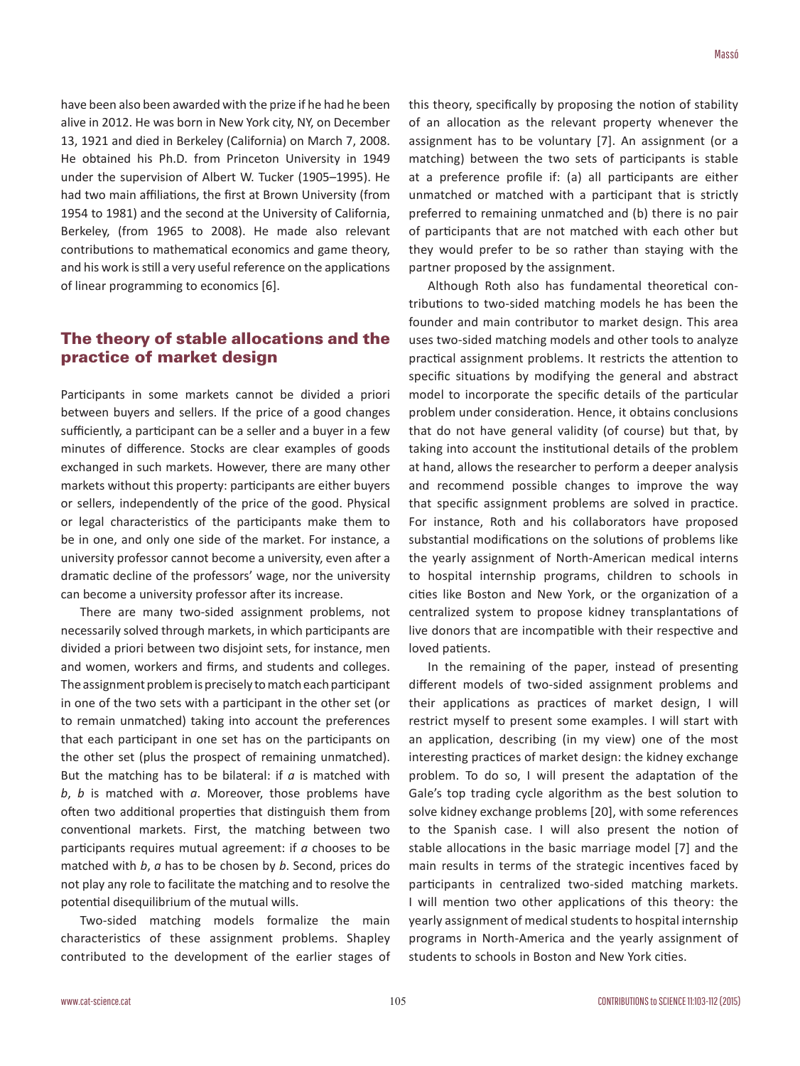have been also been awarded with the prize if he had he been alive in 2012. He was born in New York city, NY, on December 13, 1921 and died in Berkeley (California) on March 7, 2008. He obtained his Ph.D. from Princeton University in 1949 under the supervision of Albert W. Tucker (1905–1995). He had two main affiliations, the first at Brown University (from 1954 to 1981) and the second at the University of California, Berkeley, (from 1965 to 2008). He made also relevant contributions to mathematical economics and game theory, and his work is still a very useful reference on the applications of linear programming to economics [6].

## The theory of stable allocations and the practice of market design

Participants in some markets cannot be divided a priori between buyers and sellers. If the price of a good changes sufficiently, a participant can be a seller and a buyer in a few minutes of difference. Stocks are clear examples of goods exchanged in such markets. However, there are many other markets without this property: participants are either buyers or sellers, independently of the price of the good. Physical or legal characteristics of the participants make them to be in one, and only one side of the market. For instance, a university professor cannot become a university, even after a dramatic decline of the professors' wage, nor the university can become a university professor after its increase.

There are many two-sided assignment problems, not necessarily solved through markets, in which participants are divided a priori between two disjoint sets, for instance, men and women, workers and firms, and students and colleges. The assignment problem is precisely to match each participant in one of the two sets with a participant in the other set (or to remain unmatched) taking into account the preferences that each participant in one set has on the participants on the other set (plus the prospect of remaining unmatched). But the matching has to be bilateral: if *a* is matched with *b*, *b* is matched with *a*. Moreover, those problems have often two additional properties that distinguish them from conventional markets. First, the matching between two participants requires mutual agreement: if *a* chooses to be matched with *b*, *a* has to be chosen by *b*. Second, prices do not play any role to facilitate the matching and to resolve the potential disequilibrium of the mutual wills.

Two-sided matching models formalize the main characteristics of these assignment problems. Shapley contributed to the development of the earlier stages of this theory, specifically by proposing the notion of stability of an allocation as the relevant property whenever the assignment has to be voluntary [7]. An assignment (or a matching) between the two sets of participants is stable at a preference profile if: (a) all participants are either unmatched or matched with a participant that is strictly preferred to remaining unmatched and (b) there is no pair of participants that are not matched with each other but they would prefer to be so rather than staying with the partner proposed by the assignment.

Although Roth also has fundamental theoretical contributions to two-sided matching models he has been the founder and main contributor to market design. This area uses two-sided matching models and other tools to analyze practical assignment problems. It restricts the attention to specific situations by modifying the general and abstract model to incorporate the specific details of the particular problem under consideration. Hence, it obtains conclusions that do not have general validity (of course) but that, by taking into account the institutional details of the problem at hand, allows the researcher to perform a deeper analysis and recommend possible changes to improve the way that specific assignment problems are solved in practice. For instance, Roth and his collaborators have proposed substantial modifications on the solutions of problems like the yearly assignment of North-American medical interns to hospital internship programs, children to schools in cities like Boston and New York, or the organization of a centralized system to propose kidney transplantations of live donors that are incompatible with their respective and loved patients.

In the remaining of the paper, instead of presenting different models of two-sided assignment problems and their applications as practices of market design, I will restrict myself to present some examples. I will start with an application, describing (in my view) one of the most interesting practices of market design: the kidney exchange problem. To do so, I will present the adaptation of the Gale's top trading cycle algorithm as the best solution to solve kidney exchange problems [20], with some references to the Spanish case. I will also present the notion of stable allocations in the basic marriage model [7] and the main results in terms of the strategic incentives faced by participants in centralized two-sided matching markets. I will mention two other applications of this theory: the yearly assignment of medical students to hospital internship programs in North-America and the yearly assignment of students to schools in Boston and New York cities.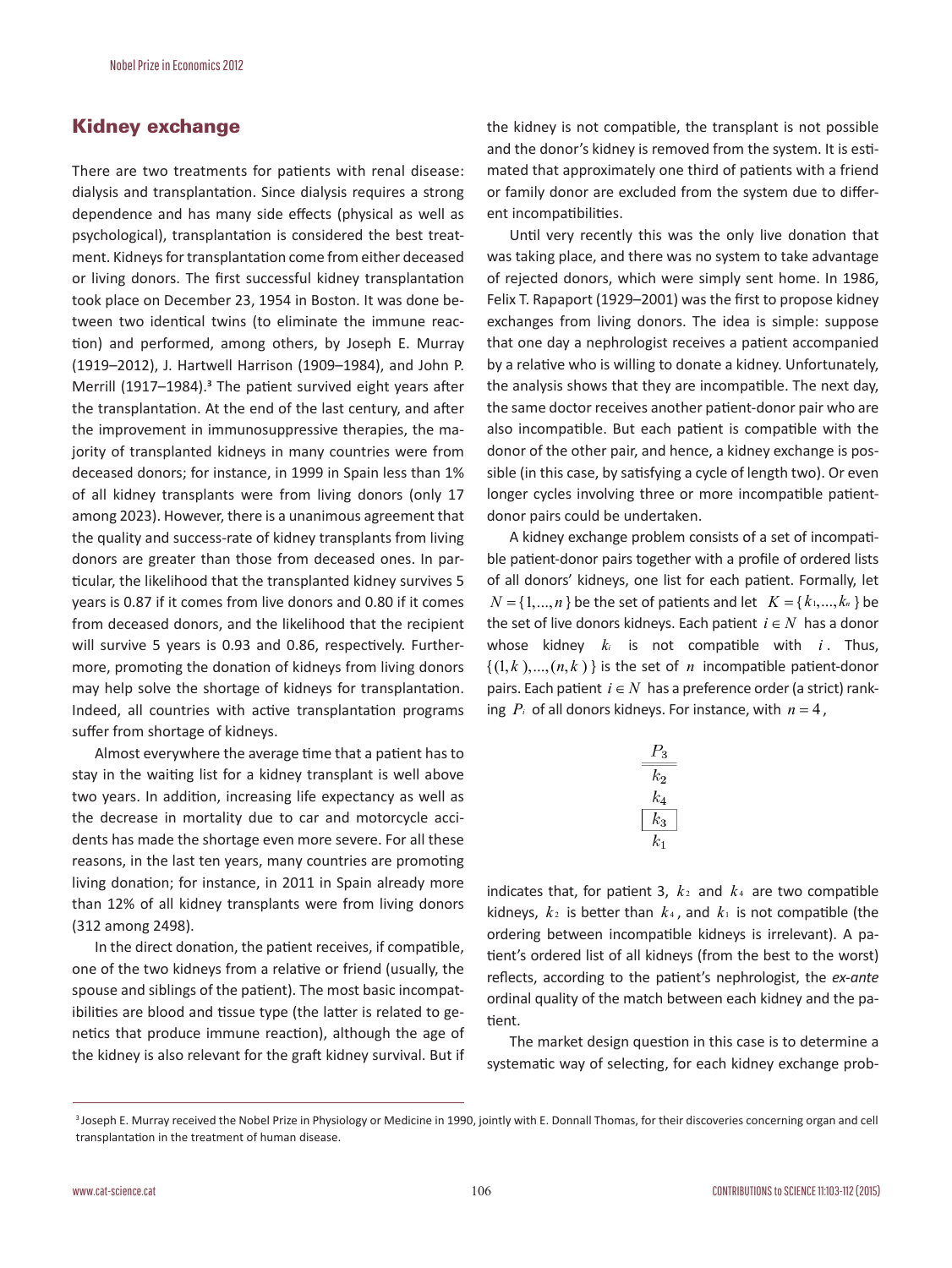## Kidney exchange

There are two treatments for patients with renal disease: dialysis and transplantation. Since dialysis requires a strong dependence and has many side effects (physical as well as psychological), transplantation is considered the best treatment. Kidneys for transplantation come from either deceased or living donors. The first successful kidney transplantation took place on December 23, 1954 in Boston. It was done between two identical twins (to eliminate the immune reaction) and performed, among others, by Joseph E. Murray (1919–2012), J. Hartwell Harrison (1909–1984), and John P. Merrill (1917–1984).[3] The patient survived eight years after the transplantation. At the end of the last century, and after the improvement in immunosuppressive therapies, the majority of transplanted kidneys in many countries were from deceased donors; for instance, in 1999 in Spain less than 1% of all kidney transplants were from living donors (only 17 among 2023). However, there is a unanimous agreement that the quality and success-rate of kidney transplants from living donors are greater than those from deceased ones. In particular, the likelihood that the transplanted kidney survives 5 years is 0.87 if it comes from live donors and 0.80 if it comes from deceased donors, and the likelihood that the recipient will survive 5 years is 0.93 and 0.86, respectively. Furthermore, promoting the donation of kidneys from living donors may help solve the shortage of kidneys for transplantation. Indeed, all countries with active transplantation programs suffer from shortage of kidneys.

Almost everywhere the average time that a patient has to stay in the waiting list for a kidney transplant is well above two years. In addition, increasing life expectancy as well as the decrease in mortality due to car and motorcycle accidents has made the shortage even more severe. For all these reasons, in the last ten years, many countries are promoting living donation; for instance, in 2011 in Spain already more than 12% of all kidney transplants were from living donors (312 among 2498).

In the direct donation, the patient receives, if compatible, one of the two kidneys from a relative or friend (usually, the spouse and siblings of the patient). The most basic incompatibilities are blood and tissue type (the latter is related to genetics that produce immune reaction), although the age of the kidney is also relevant for the graft kidney survival. But if the kidney is not compatible, the transplant is not possible and the donor's kidney is removed from the system. It is estimated that approximately one third of patients with a friend or family donor are excluded from the system due to different incompatibilities.

Until very recently this was the only live donation that was taking place, and there was no system to take advantage of rejected donors, which were simply sent home. In 1986, Felix T. Rapaport (1929–2001) was the first to propose kidney exchanges from living donors. The idea is simple: suppose that one day a nephrologist receives a patient accompanied by a relative who is willing to donate a kidney. Unfortunately, the analysis shows that they are incompatible. The next day, the same doctor receives another patient-donor pair who are also incompatible. But each patient is compatible with the donor of the other pair, and hence, a kidney exchange is possible (in this case, by satisfying a cycle of length two). Or even longer cycles involving three or more incompatible patient-donor pairs could be undertaken.

A kidney exchange problem consists of a set of incompatible patient-donor pairs together with a profile of ordered lists of all donors' kidneys, one list for each patient. Formally, let $N = \{1,...,n\}$ be the set of patients and let $K = \{k_1,...,k_n\}$ be the set of live donors kidneys. Each patient $i \in N$ has a donor whose kidney $k_i$ is not compatible with $i$. Thus, $\{(1,k),...,(n,k)\}$ is the set of $n$ incompatible patient-donor pairs. Each patient $i \in N$ has a preference order (a strict) ranking $P_i$ of all donors kidneys. For instance, with $n = 4$,

$$\begin{array}{c} P_3 \\ \hline\hline k_2 \\ k_4 \\ \boxed{k_3} \\ k_1 \end{array}$$

indicates that, for patient 3, $k_2$ and $k_4$ are two compatible kidneys, $k_2$ is better than $k_4$, and $k_1$ is not compatible (the ordering between incompatible kidneys is irrelevant). A patient's ordered list of all kidneys (from the best to the worst) reflects, according to the patient's nephrologist, the *ex-ante* ordinal quality of the match between each kidney and the patient.

The market design question in this case is to determine a systematic way of selecting, for each kidney exchange prob-

[3] Joseph E. Murray received the Nobel Prize in Physiology or Medicine in 1990, jointly with E. Donnall Thomas, for their discoveries concerning organ and cell transplantation in the treatment of human disease.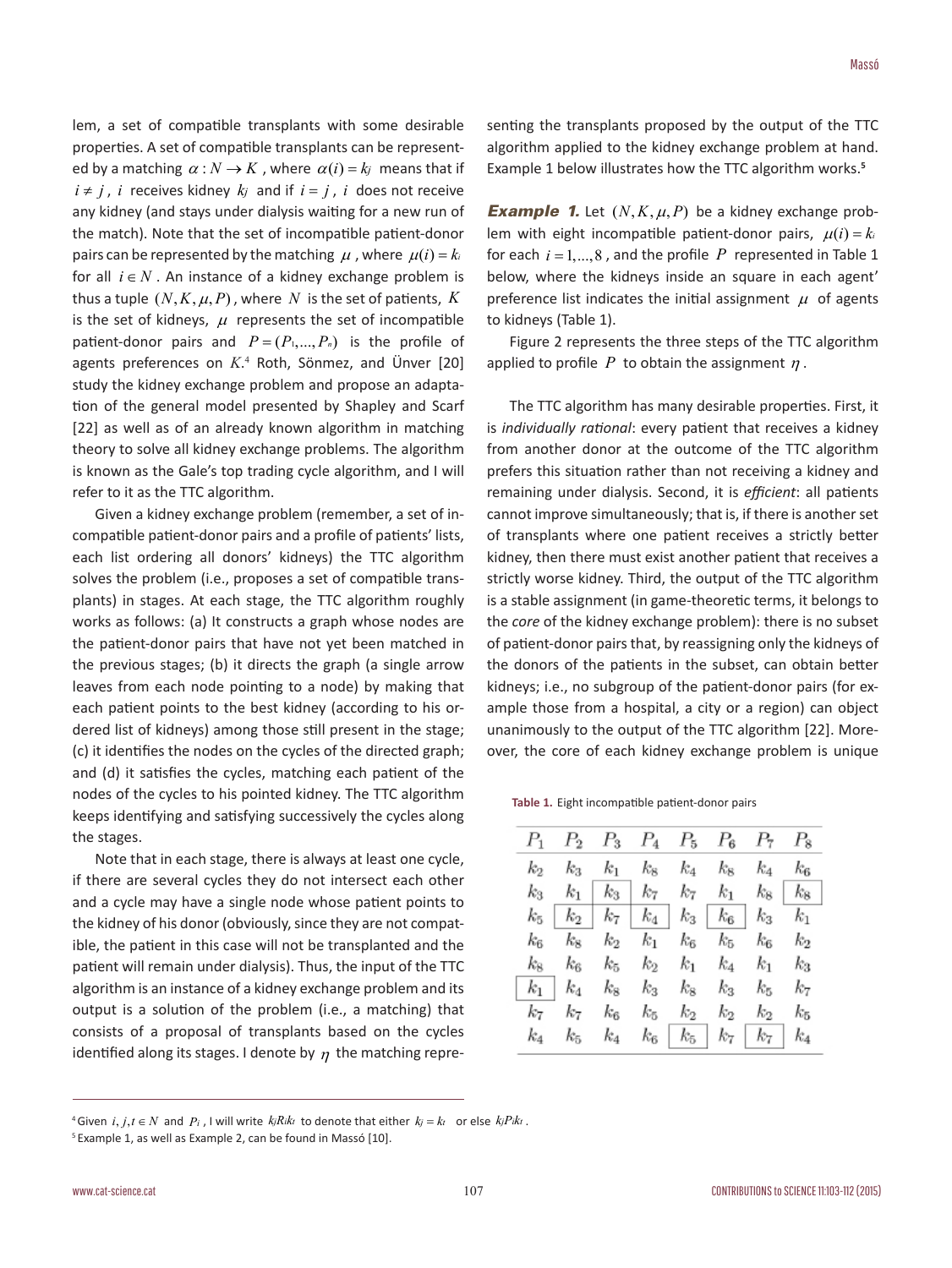lem, a set of compatible transplants with some desirable properties. A set of compatible transplants can be represented by a matching $\alpha : N \to K$, where $\alpha(i) = k_j$ means that if $i \neq j$, $i$ receives kidney $k_j$ and if $i = j$, $i$ does not receive any kidney (and stays under dialysis waiting for a new run of the match). Note that the set of incompatible patient-donor pairs can be represented by the matching $\mu$, where $\mu(i) = k_i$ for all $i \in N$. An instance of a kidney exchange problem is thus a tuple $(N, K, \mu, P)$, where $N$ is the set of patients, $K$ is the set of kidneys, $\mu$ represents the set of incompatible patient-donor pairs and $P = (P_1, ..., P_n)$ is the profile of agents preferences on $K$.[4] Roth, Sönmez, and Ünver [20] study the kidney exchange problem and propose an adaptation of the general model presented by Shapley and Scarf [22] as well as of an already known algorithm in matching theory to solve all kidney exchange problems. The algorithm is known as the Gale's top trading cycle algorithm, and I will refer to it as the TTC algorithm.

Given a kidney exchange problem (remember, a set of incompatible patient-donor pairs and a profile of patients' lists, each list ordering all donors' kidneys) the TTC algorithm solves the problem (i.e., proposes a set of compatible transplants) in stages. At each stage, the TTC algorithm roughly works as follows: (a) It constructs a graph whose nodes are the patient-donor pairs that have not yet been matched in the previous stages; (b) it directs the graph (a single arrow leaves from each node pointing to a node) by making that each patient points to the best kidney (according to his ordered list of kidneys) among those still present in the stage; (c) it identifies the nodes on the cycles of the directed graph; and (d) it satisfies the cycles, matching each patient of the nodes of the cycles to his pointed kidney. The TTC algorithm keeps identifying and satisfying successively the cycles along the stages.

Note that in each stage, there is always at least one cycle, if there are several cycles they do not intersect each other and a cycle may have a single node whose patient points to the kidney of his donor (obviously, since they are not compatible, the patient in this case will not be transplanted and the patient will remain under dialysis). Thus, the input of the TTC algorithm is an instance of a kidney exchange problem and its output is a solution of the problem (i.e., a matching) that consists of a proposal of transplants based on the cycles identified along its stages. I denote by $\eta$ the matching representing the transplants proposed by the output of the TTC algorithm applied to the kidney exchange problem at hand. Example 1 below illustrates how the TTC algorithm works.[5]

***Example 1.*** Let $(N, K, \mu, P)$ be a kidney exchange problem with eight incompatible patient-donor pairs, $\mu(i) = k_i$ for each $i = 1, ..., 8$, and the profile $P$ represented in Table 1 below, where the kidneys inside an square in each agent' preference list indicates the initial assignment $\mu$ of agents to kidneys (Table 1).

Figure 2 represents the three steps of the TTC algorithm applied to profile $P$ to obtain the assignment $\eta$.

The TTC algorithm has many desirable properties. First, it is *individually rational*: every patient that receives a kidney from another donor at the outcome of the TTC algorithm prefers this situation rather than not receiving a kidney and remaining under dialysis. Second, it is *efficient*: all patients cannot improve simultaneously; that is, if there is another set of transplants where one patient receives a strictly better kidney, then there must exist another patient that receives a strictly worse kidney. Third, the output of the TTC algorithm is a stable assignment (in game-theoretic terms, it belongs to the *core* of the kidney exchange problem): there is no subset of patient-donor pairs that, by reassigning only the kidneys of the donors of the patients in the subset, can obtain better kidneys; i.e., no subgroup of the patient-donor pairs (for example those from a hospital, a city or a region) can object unanimously to the output of the TTC algorithm [22]. Moreover, the core of each kidney exchange problem is unique

**Table 1.** Eight incompatible patient-donor pairs

| $P_1$ | $P_2$ | $P_3$ | $P_4$ | $P_5$ | $P_6$ | $P_7$ | $P_8$ |
|---|---|---|---|---|---|---|---|
| $k_2$ | $k_3$ | $k_1$ | $k_8$ | $k_4$ | $k_8$ | $k_4$ | $k_6$ |
| $k_3$ | $k_1$ | $\boxed{k_3}$ | $k_7$ | $k_7$ | $k_1$ | $k_8$ | $\boxed{k_8}$ |
| $k_5$ | $\boxed{k_2}$ | $k_7$ | $\boxed{k_4}$ | $k_3$ | $\boxed{k_6}$ | $k_3$ | $k_1$ |
| $k_6$ | $k_8$ | $k_2$ | $k_1$ | $k_6$ | $k_5$ | $k_6$ | $k_2$ |
| $k_8$ | $k_6$ | $k_5$ | $k_2$ | $k_1$ | $k_4$ | $k_1$ | $k_3$ |
| $\boxed{k_1}$ | $k_4$ | $k_8$ | $k_3$ | $k_8$ | $k_3$ | $k_5$ | $k_7$ |
| $k_7$ | $k_7$ | $k_6$ | $k_5$ | $k_2$ | $k_2$ | $k_2$ | $k_5$ |
| $k_4$ | $k_5$ | $k_4$ | $k_6$ | $\boxed{k_5}$ | $k_7$ | $\boxed{k_7}$ | $k_4$ |

[4] Given $i, j, t \in N$ and $P_i$, I will write $k_j R_i k_t$ to denote that either $k_j = k_t$ or else $k_j P_i k_t$.

[5] Example 1, as well as Example 2, can be found in Massó [10].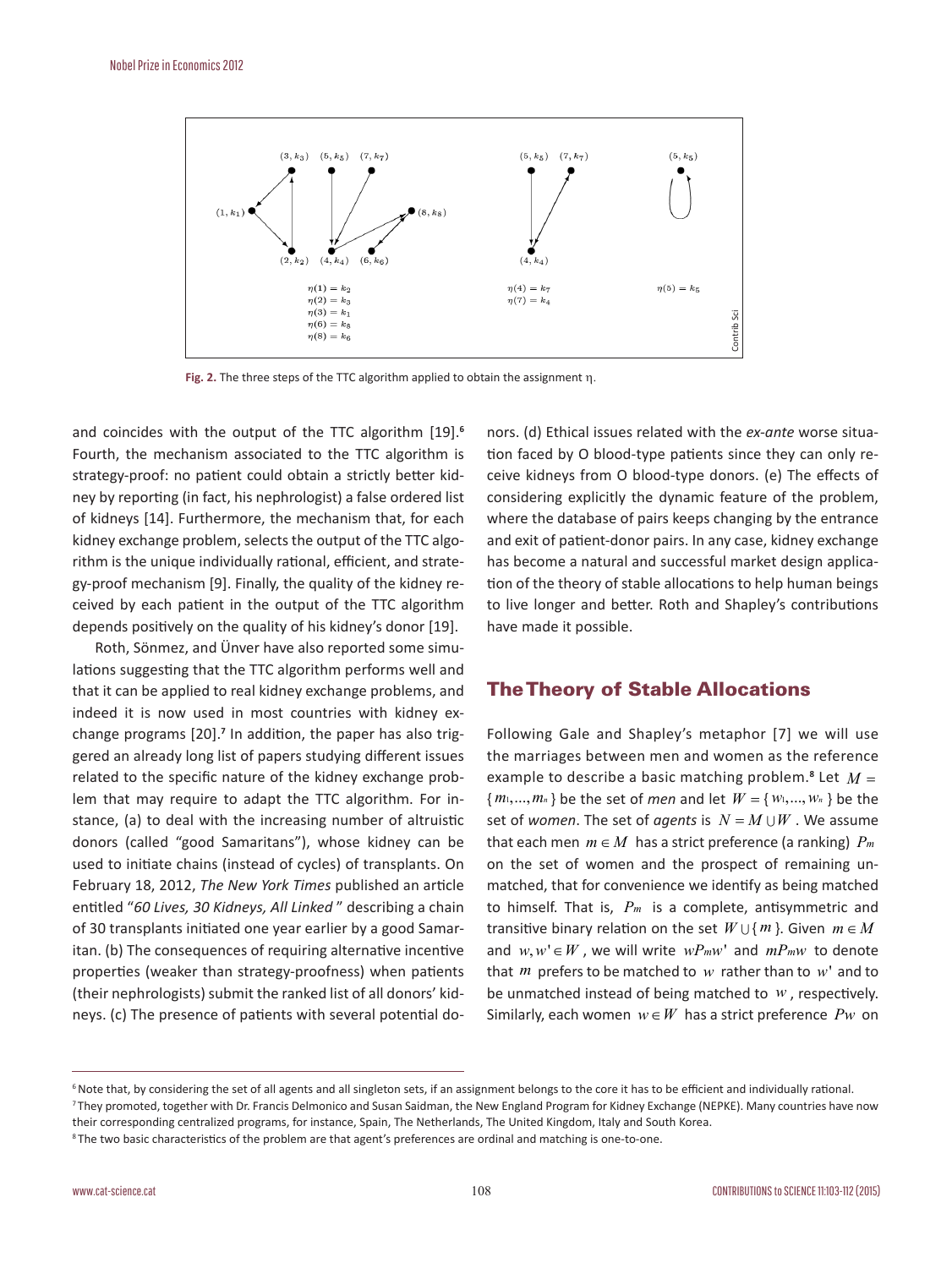$\eta(1) = k_2$
$\eta(2) = k_3$
$\eta(3) = k_1$
$\eta(6) = k_8$
$\eta(8) = k_6$

$\eta(4) = k_7$
$\eta(7) = k_4$

$\eta(5) = k_5$

**Fig. 2.** The three steps of the TTC algorithm applied to obtain the assignment η.

and coincides with the output of the TTC algorithm [19].[6] Fourth, the mechanism associated to the TTC algorithm is strategy-proof: no patient could obtain a strictly better kidney by reporting (in fact, his nephrologist) a false ordered list of kidneys [14]. Furthermore, the mechanism that, for each kidney exchange problem, selects the output of the TTC algorithm is the unique individually rational, efficient, and strategy-proof mechanism [9]. Finally, the quality of the kidney received by each patient in the output of the TTC algorithm depends positively on the quality of his kidney's donor [19].

Roth, Sönmez, and Ünver have also reported some simulations suggesting that the TTC algorithm performs well and that it can be applied to real kidney exchange problems, and indeed it is now used in most countries with kidney exchange programs [20].[7] In addition, the paper has also triggered an already long list of papers studying different issues related to the specific nature of the kidney exchange problem that may require to adapt the TTC algorithm. For instance, (a) to deal with the increasing number of altruistic donors (called "good Samaritans"), whose kidney can be used to initiate chains (instead of cycles) of transplants. On February 18, 2012, *The New York Times* published an article entitled "*60 Lives, 30 Kidneys, All Linked*" describing a chain of 30 transplants initiated one year earlier by a good Samaritan. (b) The consequences of requiring alternative incentive properties (weaker than strategy-proofness) when patients (their nephrologists) submit the ranked list of all donors' kidneys. (c) The presence of patients with several potential donors. (d) Ethical issues related with the *ex-ante* worse situation faced by O blood-type patients since they can only receive kidneys from O blood-type donors. (e) The effects of considering explicitly the dynamic feature of the problem, where the database of pairs keeps changing by the entrance and exit of patient-donor pairs. In any case, kidney exchange has become a natural and successful market design application of the theory of stable allocations to help human beings to live longer and better. Roth and Shapley's contributions have made it possible.

## The Theory of Stable Allocations

Following Gale and Shapley's metaphor [7] we will use the marriages between men and women as the reference example to describe a basic matching problem.[8] Let $M = \{m_1,...,m_n\}$ be the set of *men* and let $W = \{w_1,...,w_n\}$ be the set of *women*. The set of *agents* is $N = M \cup W$. We assume that each men $m \in M$ has a strict preference (a ranking) $P_m$ on the set of women and the prospect of remaining unmatched, that for convenience we identify as being matched to himself. That is, $P_m$ is a complete, antisymmetric and transitive binary relation on the set $W \cup \{m\}$. Given $m \in M$ and $w, w' \in W$, we will write $wP_mw'$ and $mP_mw$ to denote that $m$ prefers to be matched to $w$ rather than to $w'$ and to be unmatched instead of being matched to $w$, respectively. Similarly, each women $w \in W$ has a strict preference $P_w$ on

[6] Note that, by considering the set of all agents and all singleton sets, if an assignment belongs to the core it has to be efficient and individually rational.

[7] They promoted, together with Dr. Francis Delmonico and Susan Saidman, the New England Program for Kidney Exchange (NEPKE). Many countries have now their corresponding centralized programs, for instance, Spain, The Netherlands, The United Kingdom, Italy and South Korea.

[8] The two basic characteristics of the problem are that agent's preferences are ordinal and matching is one-to-one.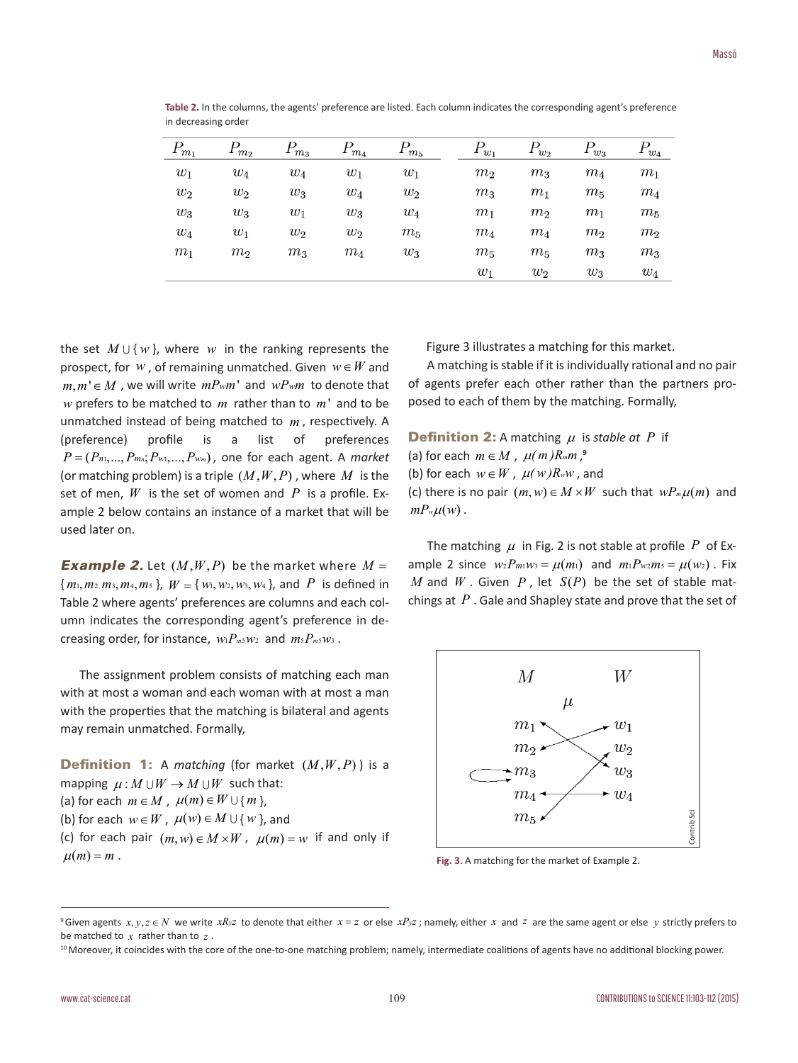**Table 2.** In the columns, the agents' preference are listed. Each column indicates the corresponding agent's preference in decreasing order

| $P_{m_1}$ | $P_{m_2}$ | $P_{m_3}$ | $P_{m_4}$ | $P_{m_5}$ | $P_{w_1}$ | $P_{w_2}$ | $P_{w_3}$ | $P_{w_4}$ |
|---|---|---|---|---|---|---|---|---|
| $w_1$ | $w_4$ | $w_4$ | $w_1$ | $w_1$ | $m_2$ | $m_3$ | $m_4$ | $m_1$ |
| $w_2$ | $w_2$ | $w_3$ | $w_4$ | $w_2$ | $m_3$ | $m_1$ | $m_5$ | $m_4$ |
| $w_3$ | $w_3$ | $w_1$ | $w_3$ | $w_4$ | $m_1$ | $m_2$ | $m_1$ | $m_5$ |
| $w_4$ | $w_1$ | $w_2$ | $w_2$ | $m_5$ | $m_4$ | $m_4$ | $m_2$ | $m_2$ |
| $m_1$ | $m_2$ | $m_3$ | $m_4$ | $w_3$ | $m_5$ | $m_5$ | $m_3$ | $m_3$ |
| | | | | | $w_1$ | $w_2$ | $w_3$ | $w_4$ |

the set $M \cup \{w\}$, where $w$ in the ranking represents the prospect, for $w$, of remaining unmatched. Given $w \in W$ and $m, m' \in M$, we will write $mP_w m'$ and $wP_w m$ to denote that $w$ prefers to be matched to $m$ rather than to $m'$ and to be unmatched instead of being matched to $m$, respectively. A (preference) profile is a list of preferences $P = (P_{m_1}, ..., P_{m_n}; P_{w_1}, ..., P_{w_m})$, one for each agent. A *market* (or matching problem) is a triple $(M, W, P)$, where $M$ is the set of men, $W$ is the set of women and $P$ is a profile. Example 2 below contains an instance of a market that will be used later on.

***Example 2.*** Let $(M, W, P)$ be the market where $M = \{m_1, m_2, m_3, m_4, m_5\}$, $W = \{w_1, w_2, w_3, w_4\}$, and $P$ is defined in Table 2 where agents' preferences are columns and each column indicates the corresponding agent's preference in decreasing order, for instance, $w_1 P_{m_5} w_2$ and $m_5 P_{m_5} w_3$.

The assignment problem consists of matching each man with at most a woman and each woman with at most a man with the properties that the matching is bilateral and agents may remain unmatched. Formally,

**Definition 1:** A *matching* (for market $(M, W, P)$) is a mapping $\mu : M \cup W \to M \cup W$ such that:
(a) for each $m \in M$, $\mu(m) \in W \cup \{m\}$,
(b) for each $w \in W$, $\mu(w) \in M \cup \{w\}$, and
(c) for each pair $(m, w) \in M \times W$, $\mu(m) = w$ if and only if $\mu(m) = m$.

Figure 3 illustrates a matching for this market.

A matching is stable if it is individually rational and no pair of agents prefer each other rather than the partners proposed to each of them by the matching. Formally,

**Definition 2:** A matching $\mu$ is *stable at* $P$ if
(a) for each $m \in M$, $\mu(m) R_m m$,[9]
(b) for each $w \in W$, $\mu(w) R_w w$, and
(c) there is no pair $(m, w) \in M \times W$ such that $wP_m \mu(m)$ and $mP_w \mu(w)$.

The matching $\mu$ in Fig. 2 is not stable at profile $P$ of Example 2 since $w_2 P_{m_1} w_3 = \mu(m_1)$ and $m_1 P_{w_2} m_5 = \mu(w_2)$. Fix $M$ and $W$. Given $P$, let $S(P)$ be the set of stable matchings at $P$. Gale and Shapley state and prove that the set of

Fig. 3. A matching for the market of Example 2.

[9] Given agents $x, y, z \in N$ we write $xR_y z$ to denote that either $x = z$ or else $xP_y z$; namely, either $x$ and $z$ are the same agent or else $y$ strictly prefers to be matched to $x$ rather than to $z$.

[10] Moreover, it coincides with the core of the one-to-one matching problem; namely, intermediate coalitions of agents have no additional blocking power.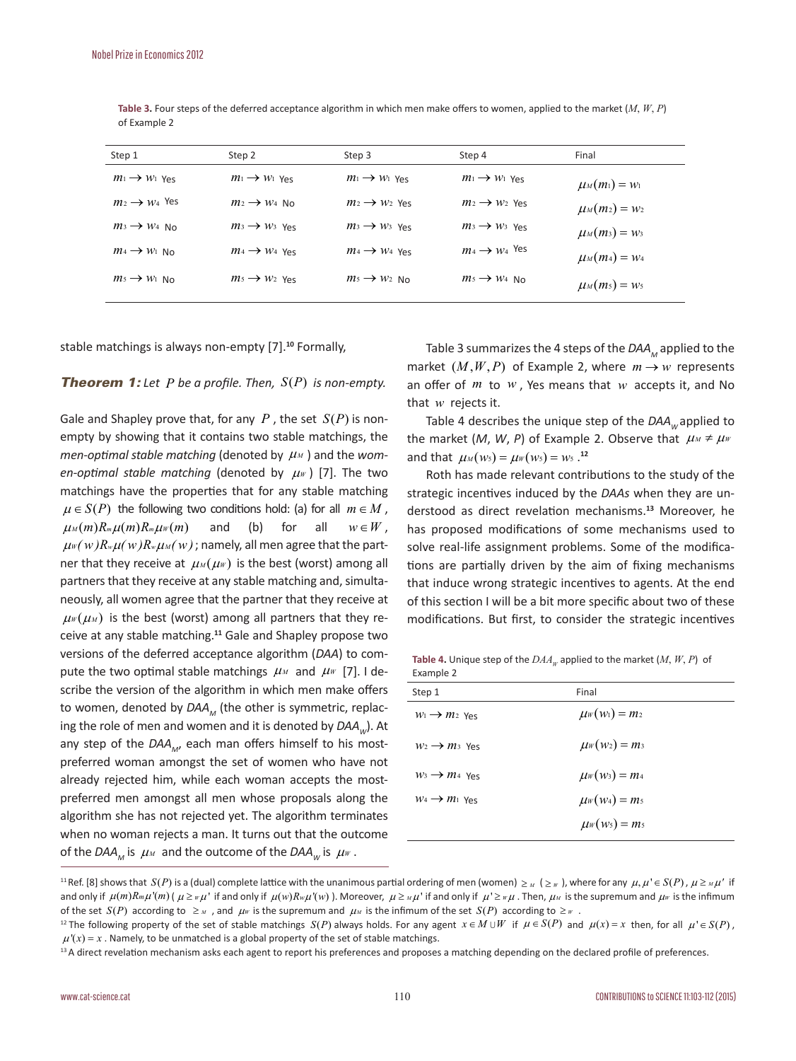**Table 3.** Four steps of the deferred acceptance algorithm in which men make offers to women, applied to the market ($M$, $W$, $P$) of Example 2

| Step 1 | Step 2 | Step 3 | Step 4 | Final |
|---|---|---|---|---|
| $m_1 \to w_1$ Yes | $m_1 \to w_1$ Yes | $m_1 \to w_1$ Yes | $m_1 \to w_1$ Yes | $\mu_M(m_1) = w_1$ |
| $m_2 \to w_4$ Yes | $m_2 \to w_4$ No | $m_2 \to w_2$ Yes | $m_2 \to w_2$ Yes | $\mu_M(m_2) = w_2$ |
| $m_3 \to w_4$ No | $m_3 \to w_3$ Yes | $m_3 \to w_3$ Yes | $m_3 \to w_3$ Yes | $\mu_M(m_3) = w_3$ |
| $m_4 \to w_1$ No | $m_4 \to w_4$ Yes | $m_4 \to w_4$ Yes | $m_4 \to w_4$ Yes | $\mu_M(m_4) = w_4$ |
| $m_5 \to w_1$ No | $m_5 \to w_2$ Yes | $m_5 \to w_2$ No | $m_5 \to w_4$ No | $\mu_M(m_5) = w_5$ |

stable matchings is always non-empty [7].[10] Formally,

***Theorem 1:*** *Let $P$ be a profile. Then, $S(P)$ is non-empty.*

Gale and Shapley prove that, for any $P$, the set $S(P)$ is non-empty by showing that it contains two stable matchings, the *men-optimal stable matching* (denoted by $\mu_M$) and the *women-optimal stable matching* (denoted by $\mu_W$) [7]. The two matchings have the properties that for any stable matching $\mu \in S(P)$ the following two conditions hold: (a) for all $m \in M$, $\mu_M(m) R_m \mu(m) R_m \mu_W(m)$ and (b) for all $w \in W$, $\mu_W(w) R_w \mu(w) R_w \mu_M(w)$; namely, all men agree that the partner that they receive at $\mu_M(\mu_W)$ is the best (worst) among all partners that they receive at any stable matching and, simultaneously, all women agree that the partner that they receive at $\mu_W(\mu_M)$ is the best (worst) among all partners that they receive at any stable matching.[11] Gale and Shapley propose two versions of the deferred acceptance algorithm (*DAA*) to compute the two optimal stable matchings $\mu_M$ and $\mu_W$ [7]. I describe the version of the algorithm in which men make offers to women, denoted by *DAA*$_M$ (the other is symmetric, replacing the role of men and women and it is denoted by *DAA*$_W$). At any step of the *DAA*$_M$, each man offers himself to his most-preferred woman amongst the set of women who have not already rejected him, while each woman accepts the most-preferred men amongst all men whose proposals along the algorithm she has not rejected yet. The algorithm terminates when no woman rejects a man. It turns out that the outcome of the *DAA*$_M$ is $\mu_M$ and the outcome of the *DAA*$_W$ is $\mu_W$.

Table 3 summarizes the 4 steps of the *DAA*$_M$ applied to the market $(M, W, P)$ of Example 2, where $m \to w$ represents an offer of $m$ to $w$, Yes means that $w$ accepts it, and No that $w$ rejects it.

Table 4 describes the unique step of the *DAA*$_W$ applied to the market ($M$, $W$, $P$) of Example 2. Observe that $\mu_M \neq \mu_W$ and that $\mu_M(w_5) = \mu_W(w_5) = w_5$.[12]

Roth has made relevant contributions to the study of the strategic incentives induced by the *DAAs* when they are understood as direct revelation mechanisms.[13] Moreover, he has proposed modifications of some mechanisms used to solve real-life assignment problems. Some of the modifications are partially driven by the aim of fixing mechanisms that induce wrong strategic incentives to agents. At the end of this section I will be a bit more specific about two of these modifications. But first, to consider the strategic incentives

**Table 4.** Unique step of the $DAA_W$ applied to the market ($M$, $W$, $P$) of Example 2

| Step 1 | Final |
|---|---|
| $w_1 \to m_2$ Yes | $\mu_W(w_1) = m_2$ |
| $w_2 \to m_3$ Yes | $\mu_W(w_2) = m_3$ |
| $w_3 \to m_4$ Yes | $\mu_W(w_3) = m_4$ |
| $w_4 \to m_1$ Yes | $\mu_W(w_4) = m_5$ |
| | $\mu_W(w_5) = m_5$ |

[11] Ref. [8] shows that $S(P)$ is a (dual) complete lattice with the unanimous partial ordering of men (women) $\geq_M$ ($\geq_W$), where for any $\mu, \mu' \in S(P)$, $\mu \geq_M \mu'$ if and only if $\mu(m) R_m \mu'(m)$ ($\mu \geq_W \mu'$ if and only if $\mu(w) R_w \mu'(w)$). Moreover, $\mu \geq_M \mu'$ if and only if $\mu' \geq_W \mu$. Then, $\mu_M$ is the supremum and $\mu_W$ is the infimum of the set $S(P)$ according to $\geq_M$, and $\mu_W$ is the supremum and $\mu_M$ is the infimum of the set $S(P)$ according to $\geq_W$.

[12] The following property of the set of stable matchings $S(P)$ always holds. For any agent $x \in M \cup W$ if $\mu \in S(P)$ and $\mu(x) = x$ then, for all $\mu' \in S(P)$, $\mu'(x) = x$. Namely, to be unmatched is a global property of the set of stable matchings.

[13] A direct revelation mechanism asks each agent to report his preferences and proposes a matching depending on the declared profile of preferences.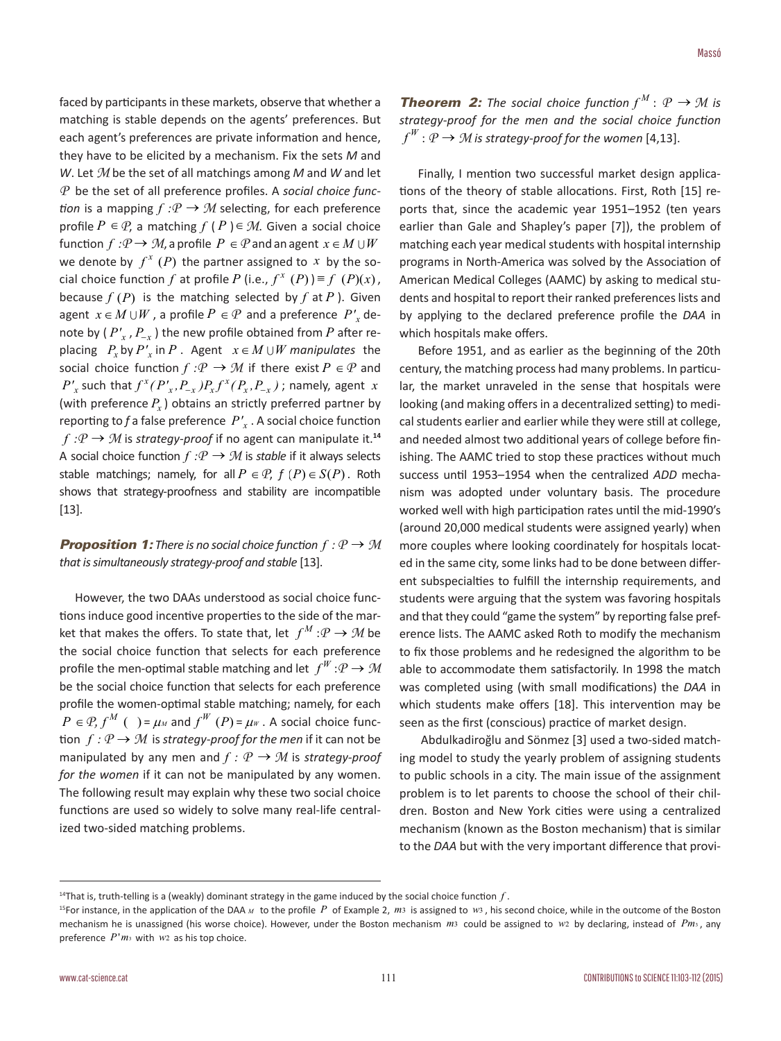faced by participants in these markets, observe that whether a matching is stable depends on the agents' preferences. But each agent's preferences are private information and hence, they have to be elicited by a mechanism. Fix the sets *M* and *W*. Let $\mathcal{M}$ be the set of all matchings among *M* and *W* and let $\mathcal{P}$ be the set of all preference profiles. A *social choice function* is a mapping $f : \mathcal{P} \rightarrow \mathcal{M}$ selecting, for each preference profile $P \in \mathcal{P}$, a matching $f(P) \in \mathcal{M}$. Given a social choice function $f : \mathcal{P} \rightarrow \mathcal{M}$, a profile $P \in \mathcal{P}$ and an agent $x \in M \cup W$ we denote by $f^x(P)$ the partner assigned to $x$ by the social choice function $f$ at profile $P$ (i.e., $f^x(P)) \equiv f(P)(x)$, because $f(P)$ is the matching selected by $f$ at $P$). Given agent $x \in M \cup W$, a profile $P \in \mathcal{P}$ and a preference $P'_x$ denote by $(P'_x, P_{-x})$ the new profile obtained from $P$ after replacing $P_x$ by $P'_x$ in $P$. Agent $x \in M \cup W$ *manipulates* the social choice function $f : \mathcal{P} \rightarrow \mathcal{M}$ if there exist $P \in \mathcal{P}$ and $P'_x$ such that $f^x(P'_x, P_{-x}) P_x f^x(P_x, P_{-x})$; namely, agent $x$ (with preference $P_x$) obtains an strictly preferred partner by reporting to *f* a false preference $P'_x$. A social choice function $f : \mathcal{P} \rightarrow \mathcal{M}$ is *strategy-proof* if no agent can manipulate it.[14] A social choice function $f : \mathcal{P} \rightarrow \mathcal{M}$ is *stable* if it always selects stable matchings; namely, for all $P \in \mathcal{P}$, $f(P) \in S(P)$. Roth shows that strategy-proofness and stability are incompatible [13].

**Proposition 1:** *There is no social choice function $f : \mathcal{P} \rightarrow \mathcal{M}$ that is simultaneously strategy-proof and stable* [13].

However, the two DAAs understood as social choice functions induce good incentive properties to the side of the market that makes the offers. To state that, let $f^M : \mathcal{P} \rightarrow \mathcal{M}$ be the social choice function that selects for each preference profile the men-optimal stable matching and let $f^W : \mathcal{P} \rightarrow \mathcal{M}$ be the social choice function that selects for each preference profile the women-optimal stable matching; namely, for each $P \in \mathcal{P}$, $f^M(\ ) = \mu_M$ and $f^W(P) = \mu_W$. A social choice function $f : \mathcal{P} \rightarrow \mathcal{M}$ is *strategy-proof for the men* if it can not be manipulated by any men and $f : \mathcal{P} \rightarrow \mathcal{M}$ is *strategy-proof for the women* if it can not be manipulated by any women. The following result may explain why these two social choice functions are used so widely to solve many real-life centralized two-sided matching problems.

**Theorem 2:** *The social choice function $f^M : \mathcal{P} \rightarrow \mathcal{M}$ is strategy-proof for the men and the social choice function $f^W : \mathcal{P} \rightarrow \mathcal{M}$ is strategy-proof for the women* [4,13].

Finally, I mention two successful market design applications of the theory of stable allocations. First, Roth [15] reports that, since the academic year 1951–1952 (ten years earlier than Gale and Shapley's paper [7]), the problem of matching each year medical students with hospital internship programs in North-America was solved by the Association of American Medical Colleges (AAMC) by asking to medical students and hospital to report their ranked preferences lists and by applying to the declared preference profile the *DAA* in which hospitals make offers.

Before 1951, and as earlier as the beginning of the 20th century, the matching process had many problems. In particular, the market unraveled in the sense that hospitals were looking (and making offers in a decentralized setting) to medical students earlier and earlier while they were still at college, and needed almost two additional years of college before finishing. The AAMC tried to stop these practices without much success until 1953–1954 when the centralized *ADD* mechanism was adopted under voluntary basis. The procedure worked well with high participation rates until the mid-1990's (around 20,000 medical students were assigned yearly) when more couples where looking coordinately for hospitals located in the same city, some links had to be done between different subspecialties to fulfill the internship requirements, and students were arguing that the system was favoring hospitals and that they could "game the system" by reporting false preference lists. The AAMC asked Roth to modify the mechanism to fix those problems and he redesigned the algorithm to be able to accommodate them satisfactorily. In 1998 the match was completed using (with small modifications) the *DAA* in which students make offers [18]. This intervention may be seen as the first (conscious) practice of market design.

Abdulkadiroğlu and Sönmez [3] used a two-sided matching model to study the yearly problem of assigning students to public schools in a city. The main issue of the assignment problem is to let parents to choose the school of their children. Boston and New York cities were using a centralized mechanism (known as the Boston mechanism) that is similar to the *DAA* but with the very important difference that provi-

---

[14] That is, truth-telling is a (weakly) dominant strategy in the game induced by the social choice function $f$.

[15] For instance, in the application of the DAA $_M$ to the profile $P$ of Example 2, $m_3$ is assigned to $w_3$, his second choice, while in the outcome of the Boston mechanism he is unassigned (his worse choice). However, under the Boston mechanism $m_3$ could be assigned to $w_2$ by declaring, instead of $P_{m_3}$, any preference $P'_{m_3}$ with $w_2$ as his top choice.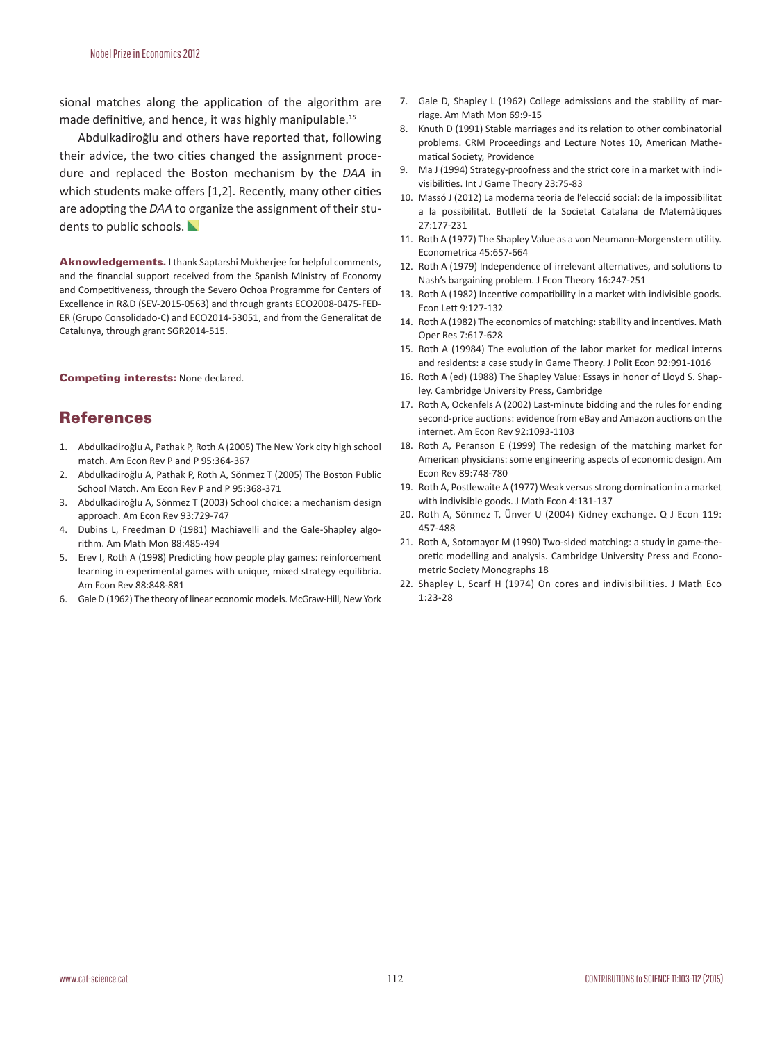sional matches along the application of the algorithm are made definitive, and hence, it was highly manipulable.[15]

Abdulkadiroğlu and others have reported that, following their advice, the two cities changed the assignment procedure and replaced the Boston mechanism by the *DAA* in which students make offers [1,2]. Recently, many other cities are adopting the *DAA* to organize the assignment of their students to public schools.

**Aknowledgements.** I thank Saptarshi Mukherjee for helpful comments, and the financial support received from the Spanish Ministry of Economy and Competitiveness, through the Severo Ochoa Programme for Centers of Excellence in R&D (SEV-2015-0563) and through grants ECO2008-0475-FEDER (Grupo Consolidado-C) and ECO2014-53051, and from the Generalitat de Catalunya, through grant SGR2014-515.

**Competing interests:** None declared.

## References

1. Abdulkadiroğlu A, Pathak P, Roth A (2005) The New York city high school match. Am Econ Rev P and P 95:364-367
2. Abdulkadiroğlu A, Pathak P, Roth A, Sönmez T (2005) The Boston Public School Match. Am Econ Rev P and P 95:368-371
3. Abdulkadiroğlu A, Sönmez T (2003) School choice: a mechanism design approach. Am Econ Rev 93:729-747
4. Dubins L, Freedman D (1981) Machiavelli and the Gale-Shapley algorithm. Am Math Mon 88:485-494
5. Erev I, Roth A (1998) Predicting how people play games: reinforcement learning in experimental games with unique, mixed strategy equilibria. Am Econ Rev 88:848-881
6. Gale D (1962) The theory of linear economic models. McGraw-Hill, New York
7. Gale D, Shapley L (1962) College admissions and the stability of marriage. Am Math Mon 69:9-15
8. Knuth D (1991) Stable marriages and its relation to other combinatorial problems. CRM Proceedings and Lecture Notes 10, American Mathematical Society, Providence
9. Ma J (1994) Strategy-proofness and the strict core in a market with indivisibilities. Int J Game Theory 23:75-83
10. Massó J (2012) La moderna teoria de l'elecció social: de la impossibilitat a la possibilitat. Butlletí de la Societat Catalana de Matemàtiques 27:177-231
11. Roth A (1977) The Shapley Value as a von Neumann-Morgenstern utility. Econometrica 45:657-664
12. Roth A (1979) Independence of irrelevant alternatives, and solutions to Nash's bargaining problem. J Econ Theory 16:247-251
13. Roth A (1982) Incentive compatibility in a market with indivisible goods. Econ Lett 9:127-132
14. Roth A (1982) The economics of matching: stability and incentives. Math Oper Res 7:617-628
15. Roth A (19984) The evolution of the labor market for medical interns and residents: a case study in Game Theory. J Polit Econ 92:991-1016
16. Roth A (ed) (1988) The Shapley Value: Essays in honor of Lloyd S. Shapley. Cambridge University Press, Cambridge
17. Roth A, Ockenfels A (2002) Last-minute bidding and the rules for ending second-price auctions: evidence from eBay and Amazon auctions on the internet. Am Econ Rev 92:1093-1103
18. Roth A, Peranson E (1999) The redesign of the matching market for American physicians: some engineering aspects of economic design. Am Econ Rev 89:748-780
19. Roth A, Postlewaite A (1977) Weak versus strong domination in a market with indivisible goods. J Math Econ 4:131-137
20. Roth A, Sönmez T, Ünver U (2004) Kidney exchange. Q J Econ 119: 457-488
21. Roth A, Sotomayor M (1990) Two-sided matching: a study in game-theoretic modelling and analysis. Cambridge University Press and Econometric Society Monographs 18
22. Shapley L, Scarf H (1974) On cores and indivisibilities. J Math Eco 1:23-28